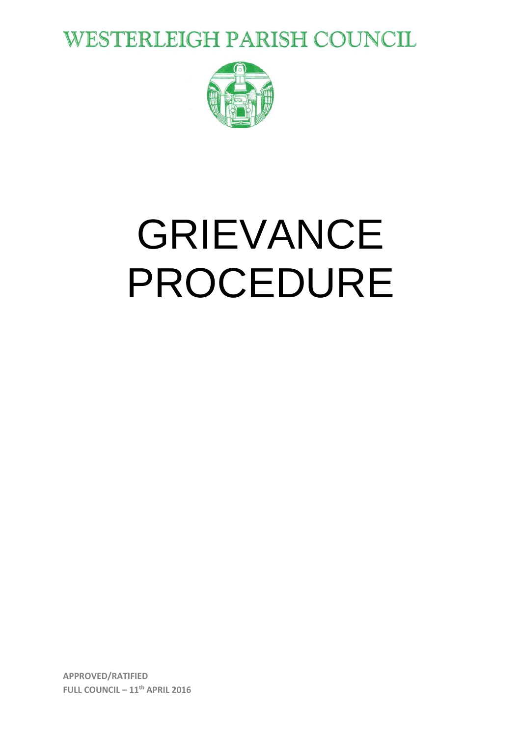# WESTERLEIGH PARISH COUNCIL

# GRIEVANCE PROCEDURE

**APPROVED/RATIFIED**
**FULL COUNCIL – 11th APRIL 2016**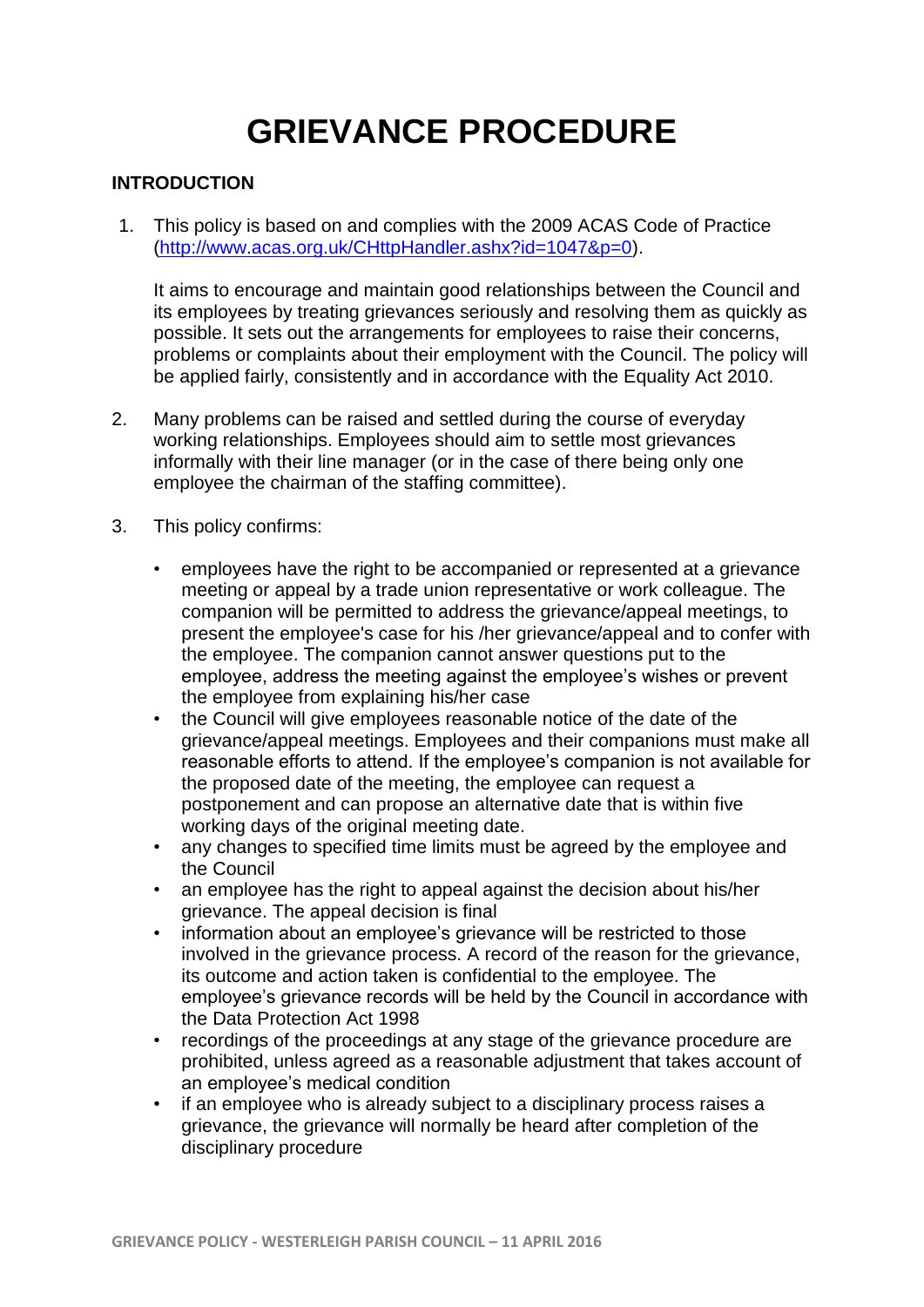# GRIEVANCE PROCEDURE

## INTRODUCTION

1. This policy is based on and complies with the 2009 ACAS Code of Practice (http://www.acas.org.uk/CHttpHandler.ashx?id=1047&p=0).

   It aims to encourage and maintain good relationships between the Council and its employees by treating grievances seriously and resolving them as quickly as possible. It sets out the arrangements for employees to raise their concerns, problems or complaints about their employment with the Council. The policy will be applied fairly, consistently and in accordance with the Equality Act 2010.

2. Many problems can be raised and settled during the course of everyday working relationships. Employees should aim to settle most grievances informally with their line manager (or in the case of there being only one employee the chairman of the staffing committee).

3. This policy confirms:

   - employees have the right to be accompanied or represented at a grievance meeting or appeal by a trade union representative or work colleague. The companion will be permitted to address the grievance/appeal meetings, to present the employee's case for his /her grievance/appeal and to confer with the employee. The companion cannot answer questions put to the employee, address the meeting against the employee's wishes or prevent the employee from explaining his/her case
   - the Council will give employees reasonable notice of the date of the grievance/appeal meetings. Employees and their companions must make all reasonable efforts to attend. If the employee's companion is not available for the proposed date of the meeting, the employee can request a postponement and can propose an alternative date that is within five working days of the original meeting date.
   - any changes to specified time limits must be agreed by the employee and the Council
   - an employee has the right to appeal against the decision about his/her grievance. The appeal decision is final
   - information about an employee's grievance will be restricted to those involved in the grievance process. A record of the reason for the grievance, its outcome and action taken is confidential to the employee. The employee's grievance records will be held by the Council in accordance with the Data Protection Act 1998
   - recordings of the proceedings at any stage of the grievance procedure are prohibited, unless agreed as a reasonable adjustment that takes account of an employee's medical condition
   - if an employee who is already subject to a disciplinary process raises a grievance, the grievance will normally be heard after completion of the disciplinary procedure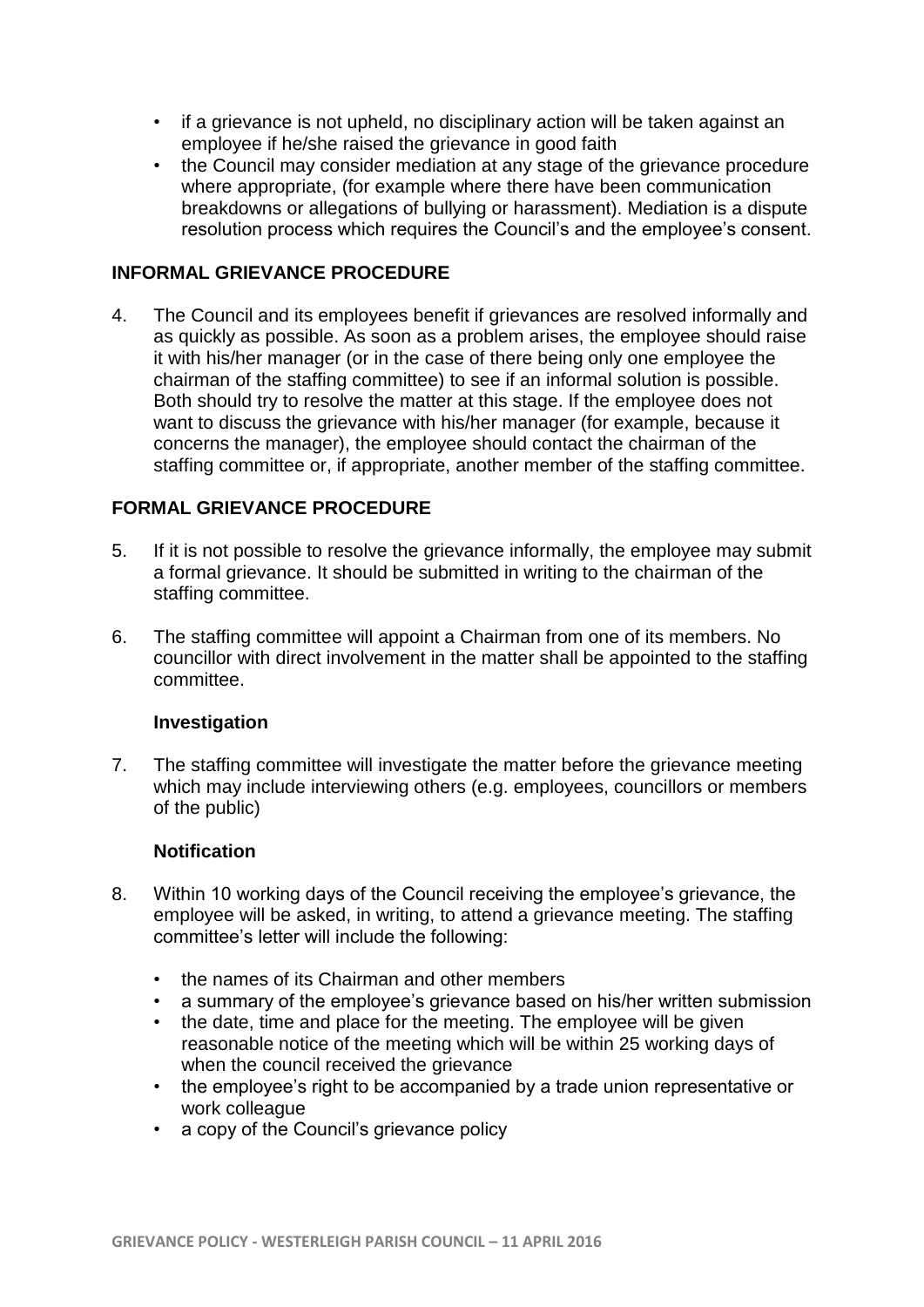- if a grievance is not upheld, no disciplinary action will be taken against an employee if he/she raised the grievance in good faith
- the Council may consider mediation at any stage of the grievance procedure where appropriate, (for example where there have been communication breakdowns or allegations of bullying or harassment). Mediation is a dispute resolution process which requires the Council's and the employee's consent.

## INFORMAL GRIEVANCE PROCEDURE

4. The Council and its employees benefit if grievances are resolved informally and as quickly as possible. As soon as a problem arises, the employee should raise it with his/her manager (or in the case of there being only one employee the chairman of the staffing committee) to see if an informal solution is possible. Both should try to resolve the matter at this stage. If the employee does not want to discuss the grievance with his/her manager (for example, because it concerns the manager), the employee should contact the chairman of the staffing committee or, if appropriate, another member of the staffing committee.

## FORMAL GRIEVANCE PROCEDURE

5. If it is not possible to resolve the grievance informally, the employee may submit a formal grievance. It should be submitted in writing to the chairman of the staffing committee.

6. The staffing committee will appoint a Chairman from one of its members. No councillor with direct involvement in the matter shall be appointed to the staffing committee.

### Investigation

7. The staffing committee will investigate the matter before the grievance meeting which may include interviewing others (e.g. employees, councillors or members of the public)

### Notification

8. Within 10 working days of the Council receiving the employee's grievance, the employee will be asked, in writing, to attend a grievance meeting. The staffing committee's letter will include the following:

   - the names of its Chairman and other members
   - a summary of the employee's grievance based on his/her written submission
   - the date, time and place for the meeting. The employee will be given reasonable notice of the meeting which will be within 25 working days of when the council received the grievance
   - the employee's right to be accompanied by a trade union representative or work colleague
   - a copy of the Council's grievance policy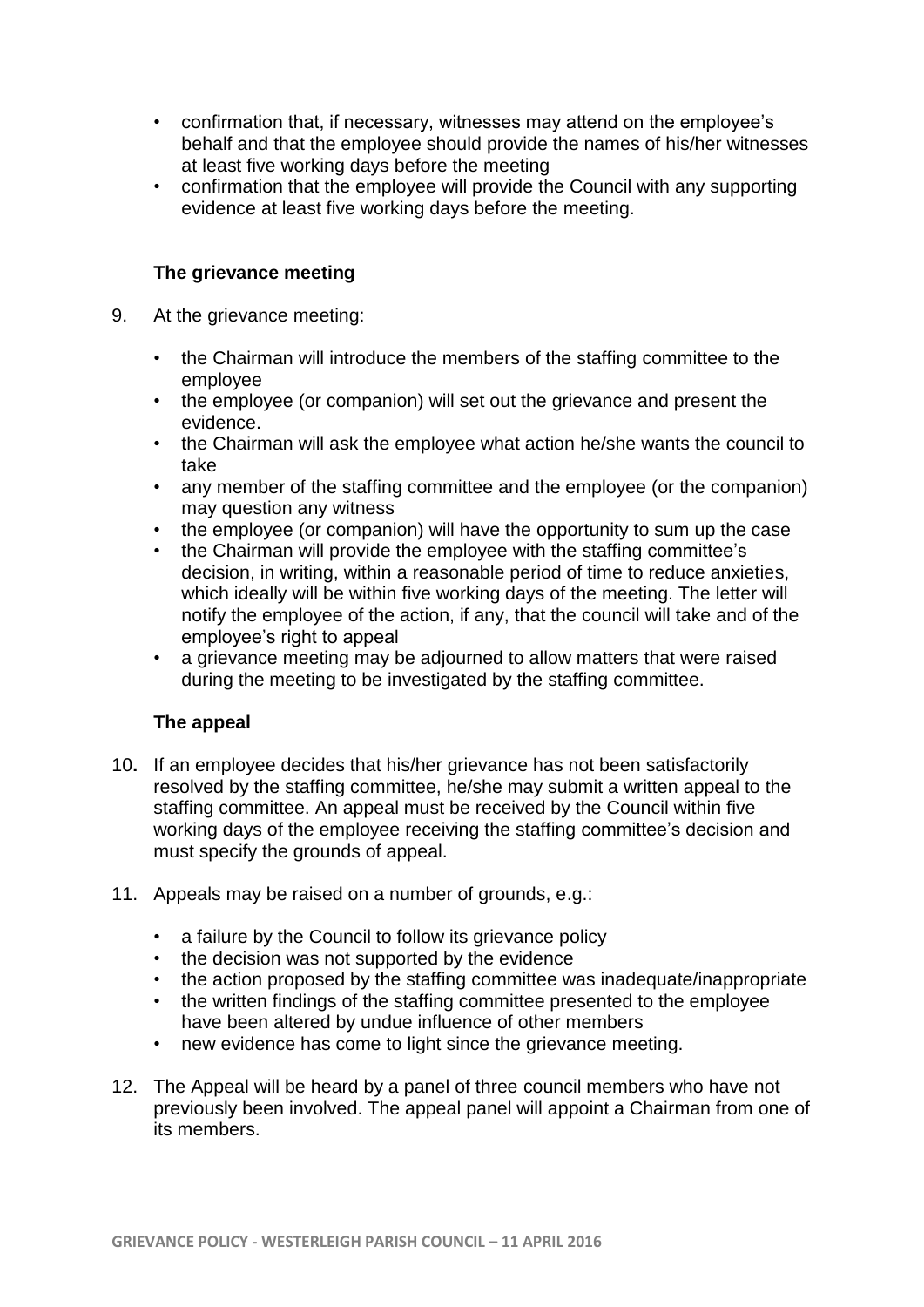- confirmation that, if necessary, witnesses may attend on the employee's behalf and that the employee should provide the names of his/her witnesses at least five working days before the meeting
- confirmation that the employee will provide the Council with any supporting evidence at least five working days before the meeting.

### The grievance meeting

9. At the grievance meeting:

    - the Chairman will introduce the members of the staffing committee to the employee
    - the employee (or companion) will set out the grievance and present the evidence.
    - the Chairman will ask the employee what action he/she wants the council to take
    - any member of the staffing committee and the employee (or the companion) may question any witness
    - the employee (or companion) will have the opportunity to sum up the case
    - the Chairman will provide the employee with the staffing committee's decision, in writing, within a reasonable period of time to reduce anxieties, which ideally will be within five working days of the meeting. The letter will notify the employee of the action, if any, that the council will take and of the employee's right to appeal
    - a grievance meeting may be adjourned to allow matters that were raised during the meeting to be investigated by the staffing committee.

### The appeal

10. If an employee decides that his/her grievance has not been satisfactorily resolved by the staffing committee, he/she may submit a written appeal to the staffing committee. An appeal must be received by the Council within five working days of the employee receiving the staffing committee's decision and must specify the grounds of appeal.

11. Appeals may be raised on a number of grounds, e.g.:

    - a failure by the Council to follow its grievance policy
    - the decision was not supported by the evidence
    - the action proposed by the staffing committee was inadequate/inappropriate
    - the written findings of the staffing committee presented to the employee have been altered by undue influence of other members
    - new evidence has come to light since the grievance meeting.

12. The Appeal will be heard by a panel of three council members who have not previously been involved. The appeal panel will appoint a Chairman from one of its members.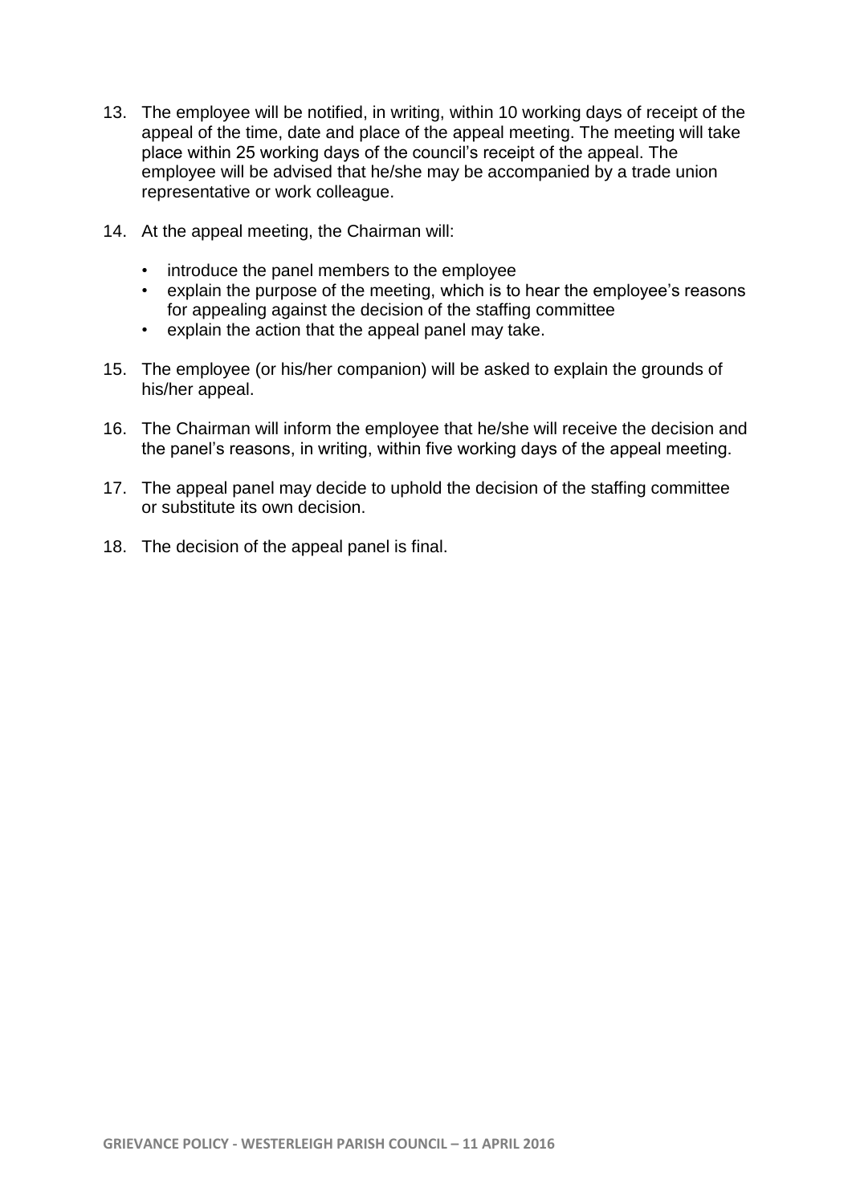13. The employee will be notified, in writing, within 10 working days of receipt of the appeal of the time, date and place of the appeal meeting. The meeting will take place within 25 working days of the council's receipt of the appeal. The employee will be advised that he/she may be accompanied by a trade union representative or work colleague.

14. At the appeal meeting, the Chairman will:

    - introduce the panel members to the employee
    - explain the purpose of the meeting, which is to hear the employee's reasons for appealing against the decision of the staffing committee
    - explain the action that the appeal panel may take.

15. The employee (or his/her companion) will be asked to explain the grounds of his/her appeal.

16. The Chairman will inform the employee that he/she will receive the decision and the panel's reasons, in writing, within five working days of the appeal meeting.

17. The appeal panel may decide to uphold the decision of the staffing committee or substitute its own decision.

18. The decision of the appeal panel is final.